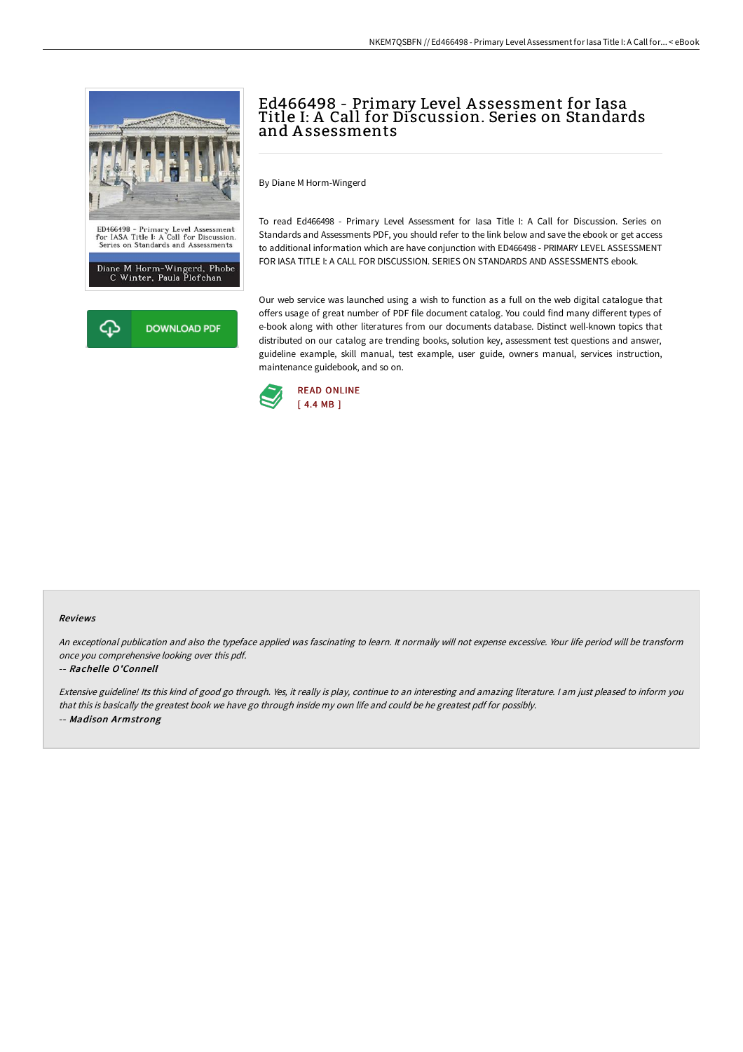# Ed466498 - Primary Level Assessment for Iasa Title I: A Call for Discussion. Series on Standards and Assessments

By Diane M Horm-Wingerd

To read Ed466498 - Primary Level Assessment for Iasa Title I: A Call for Discussion. Series on Standards and Assessments PDF, you should refer to the link below and save the ebook or get access to additional information which are have conjunction with ED466498 - PRIMARY LEVEL ASSESSMENT FOR IASA TITLE I: A CALL FOR DISCUSSION. SERIES ON STANDARDS AND ASSESSMENTS ebook.

Our web service was launched using a wish to function as a full on the web digital catalogue that offers usage of great number of PDF file document catalog. You could find many different types of e-book along with other literatures from our documents database. Distinct well-known topics that distributed on our catalog are trending books, solution key, assessment test questions and answer, guideline example, skill manual, test example, user guide, owners manual, services instruction, maintenance guidebook, and so on.

DOWNLOAD PDF

READ ONLINE
[ 4.4 MB ]

### Reviews

*An exceptional publication and also the typeface applied was fascinating to learn. It normally will not expense excessive. Your life period will be transform once you comprehensive looking over this pdf.*

-- ***Rachelle O'Connell***

*Extensive guideline! Its this kind of good go through. Yes, it really is play, continue to an interesting and amazing literature. I am just pleased to inform you that this is basically the greatest book we have go through inside my own life and could be he greatest pdf for possibly.*

-- ***Madison Armstrong***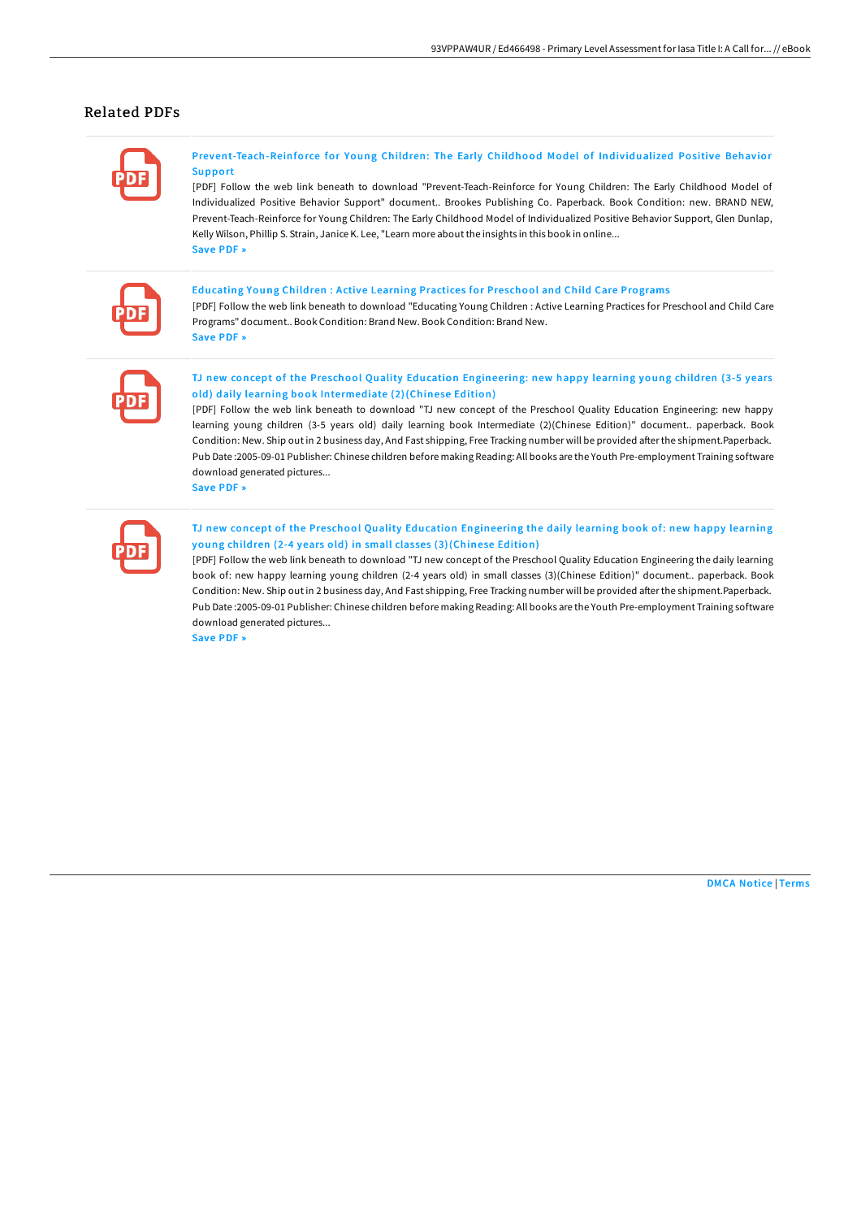## Related PDFs

**Prevent-Teach-Reinforce for Young Children: The Early Childhood Model of Individualized Positive Behavior Support**

[PDF] Follow the web link beneath to download "Prevent-Teach-Reinforce for Young Children: The Early Childhood Model of Individualized Positive Behavior Support" document.. Brookes Publishing Co. Paperback. Book Condition: new. BRAND NEW, Prevent-Teach-Reinforce for Young Children: The Early Childhood Model of Individualized Positive Behavior Support, Glen Dunlap, Kelly Wilson, Phillip S. Strain, Janice K. Lee, "Learn more about the insights in this book in online...

Save PDF »

**Educating Young Children : Active Learning Practices for Preschool and Child Care Programs**

[PDF] Follow the web link beneath to download "Educating Young Children : Active Learning Practices for Preschool and Child Care Programs" document.. Book Condition: Brand New. Book Condition: Brand New.

Save PDF »

**TJ new concept of the Preschool Quality Education Engineering: new happy learning young children (3-5 years old) daily learning book Intermediate (2)(Chinese Edition)**

[PDF] Follow the web link beneath to download "TJ new concept of the Preschool Quality Education Engineering: new happy learning young children (3-5 years old) daily learning book Intermediate (2)(Chinese Edition)" document.. paperback. Book Condition: New. Ship out in 2 business day, And Fast shipping, Free Tracking number will be provided after the shipment.Paperback. Pub Date :2005-09-01 Publisher: Chinese children before making Reading: All books are the Youth Pre-employment Training software download generated pictures...

Save PDF »

**TJ new concept of the Preschool Quality Education Engineering the daily learning book of: new happy learning young children (2-4 years old) in small classes (3)(Chinese Edition)**

[PDF] Follow the web link beneath to download "TJ new concept of the Preschool Quality Education Engineering the daily learning book of: new happy learning young children (2-4 years old) in small classes (3)(Chinese Edition)" document.. paperback. Book Condition: New. Ship out in 2 business day, And Fast shipping, Free Tracking number will be provided after the shipment.Paperback. Pub Date :2005-09-01 Publisher: Chinese children before making Reading: All books are the Youth Pre-employment Training software download generated pictures...

Save PDF »

DMCA Notice | Terms